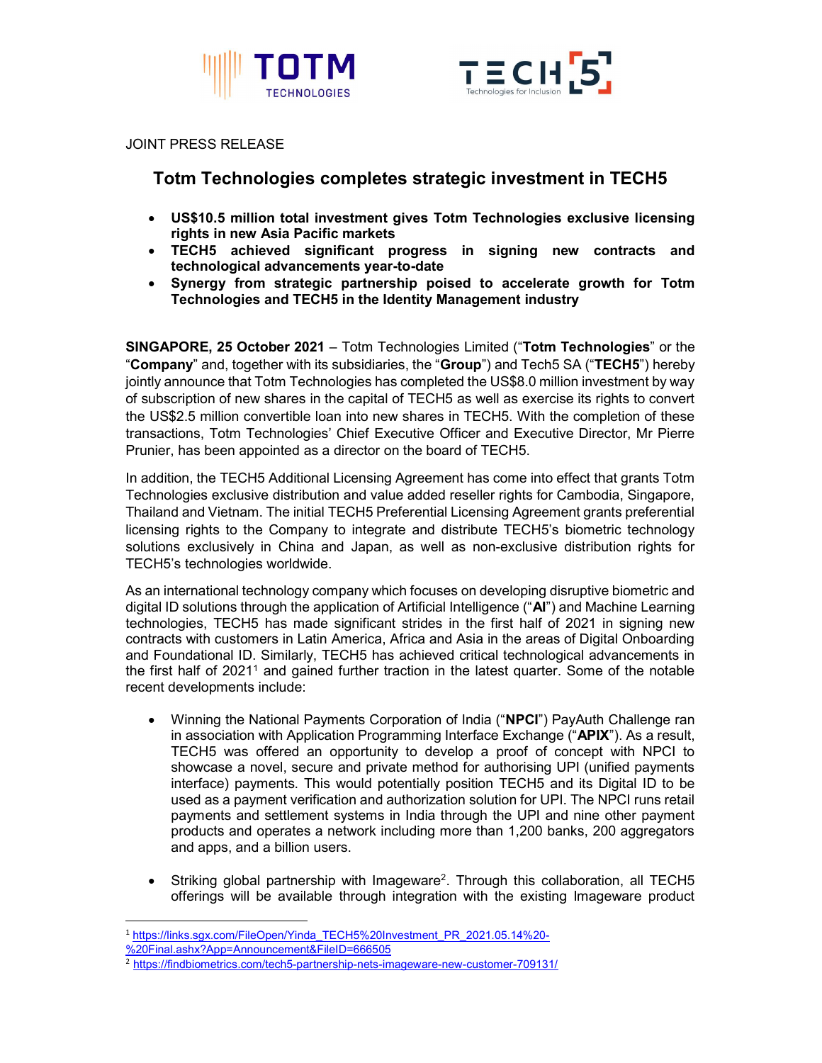JOINT PRESS RELEASE

# Totm Technologies completes strategic investment in TECH5

- **US$10.5 million total investment gives Totm Technologies exclusive licensing rights in new Asia Pacific markets**
- **TECH5 achieved significant progress in signing new contracts and technological advancements year-to-date**
- **Synergy from strategic partnership poised to accelerate growth for Totm Technologies and TECH5 in the Identity Management industry**

**SINGAPORE, 25 October 2021** – Totm Technologies Limited ("**Totm Technologies**" or the "**Company**" and, together with its subsidiaries, the "**Group**") and Tech5 SA ("**TECH5**") hereby jointly announce that Totm Technologies has completed the US$8.0 million investment by way of subscription of new shares in the capital of TECH5 as well as exercise its rights to convert the US$2.5 million convertible loan into new shares in TECH5. With the completion of these transactions, Totm Technologies' Chief Executive Officer and Executive Director, Mr Pierre Prunier, has been appointed as a director on the board of TECH5.

In addition, the TECH5 Additional Licensing Agreement has come into effect that grants Totm Technologies exclusive distribution and value added reseller rights for Cambodia, Singapore, Thailand and Vietnam. The initial TECH5 Preferential Licensing Agreement grants preferential licensing rights to the Company to integrate and distribute TECH5's biometric technology solutions exclusively in China and Japan, as well as non-exclusive distribution rights for TECH5's technologies worldwide.

As an international technology company which focuses on developing disruptive biometric and digital ID solutions through the application of Artificial Intelligence ("**AI**") and Machine Learning technologies, TECH5 has made significant strides in the first half of 2021 in signing new contracts with customers in Latin America, Africa and Asia in the areas of Digital Onboarding and Foundational ID. Similarly, TECH5 has achieved critical technological advancements in the first half of 2021[1] and gained further traction in the latest quarter. Some of the notable recent developments include:

- Winning the National Payments Corporation of India ("**NPCI**") PayAuth Challenge ran in association with Application Programming Interface Exchange ("**APIX**"). As a result, TECH5 was offered an opportunity to develop a proof of concept with NPCI to showcase a novel, secure and private method for authorising UPI (unified payments interface) payments. This would potentially position TECH5 and its Digital ID to be used as a payment verification and authorization solution for UPI. The NPCI runs retail payments and settlement systems in India through the UPI and nine other payment products and operates a network including more than 1,200 banks, 200 aggregators and apps, and a billion users.

- Striking global partnership with Imageware[2]. Through this collaboration, all TECH5 offerings will be available through integration with the existing Imageware product

---

[1] https://links.sgx.com/FileOpen/Yinda_TECH5%20Investment_PR_2021.05.14%20-%20Final.ashx?App=Announcement&FileID=666505

[2] https://findbiometrics.com/tech5-partnership-nets-imageware-new-customer-709131/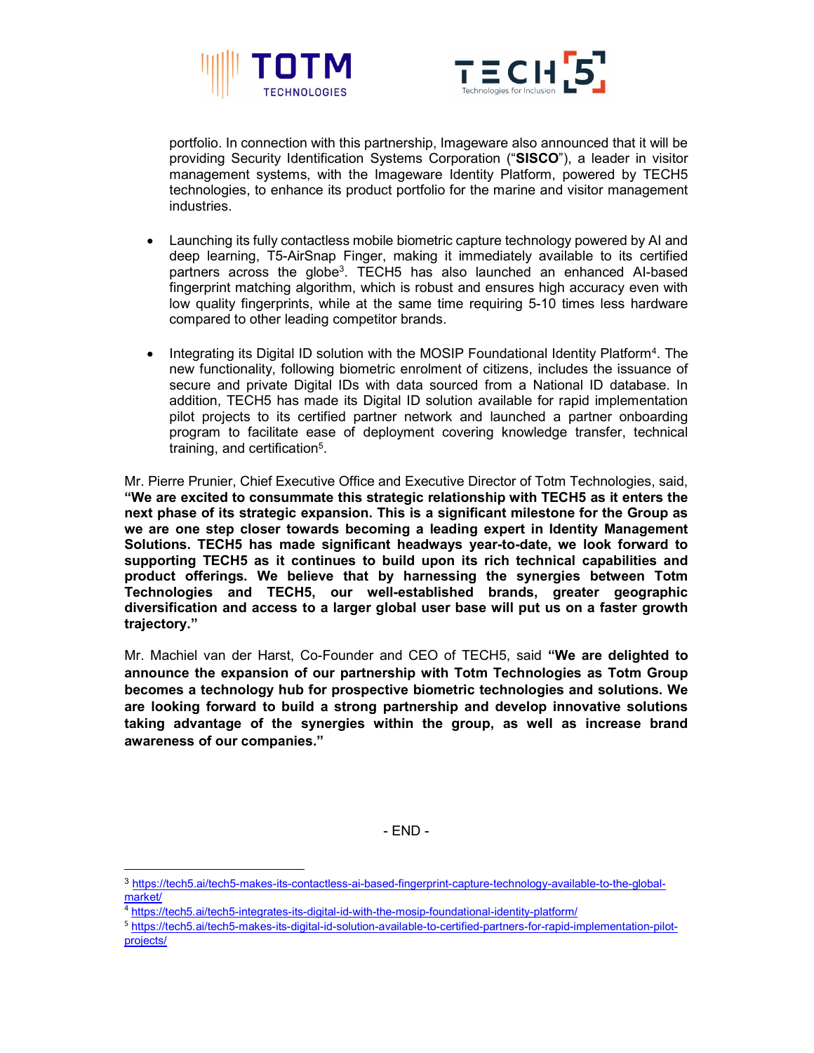portfolio. In connection with this partnership, Imageware also announced that it will be providing Security Identification Systems Corporation ("**SISCO**"), a leader in visitor management systems, with the Imageware Identity Platform, powered by TECH5 technologies, to enhance its product portfolio for the marine and visitor management industries.

- Launching its fully contactless mobile biometric capture technology powered by AI and deep learning, T5-AirSnap Finger, making it immediately available to its certified partners across the globe[3]. TECH5 has also launched an enhanced AI-based fingerprint matching algorithm, which is robust and ensures high accuracy even with low quality fingerprints, while at the same time requiring 5-10 times less hardware compared to other leading competitor brands.

- Integrating its Digital ID solution with the MOSIP Foundational Identity Platform[4]. The new functionality, following biometric enrolment of citizens, includes the issuance of secure and private Digital IDs with data sourced from a National ID database. In addition, TECH5 has made its Digital ID solution available for rapid implementation pilot projects to its certified partner network and launched a partner onboarding program to facilitate ease of deployment covering knowledge transfer, technical training, and certification[5].

Mr. Pierre Prunier, Chief Executive Office and Executive Director of Totm Technologies, said, **"We are excited to consummate this strategic relationship with TECH5 as it enters the next phase of its strategic expansion. This is a significant milestone for the Group as we are one step closer towards becoming a leading expert in Identity Management Solutions. TECH5 has made significant headways year-to-date, we look forward to supporting TECH5 as it continues to build upon its rich technical capabilities and product offerings. We believe that by harnessing the synergies between Totm Technologies and TECH5, our well-established brands, greater geographic diversification and access to a larger global user base will put us on a faster growth trajectory."**

Mr. Machiel van der Harst, Co-Founder and CEO of TECH5, said **"We are delighted to announce the expansion of our partnership with Totm Technologies as Totm Group becomes a technology hub for prospective biometric technologies and solutions. We are looking forward to build a strong partnership and develop innovative solutions taking advantage of the synergies within the group, as well as increase brand awareness of our companies."**

- END -

[3] https://tech5.ai/tech5-makes-its-contactless-ai-based-fingerprint-capture-technology-available-to-the-global-market/

[4] https://tech5.ai/tech5-integrates-its-digital-id-with-the-mosip-foundational-identity-platform/

[5] https://tech5.ai/tech5-makes-its-digital-id-solution-available-to-certified-partners-for-rapid-implementation-pilot-projects/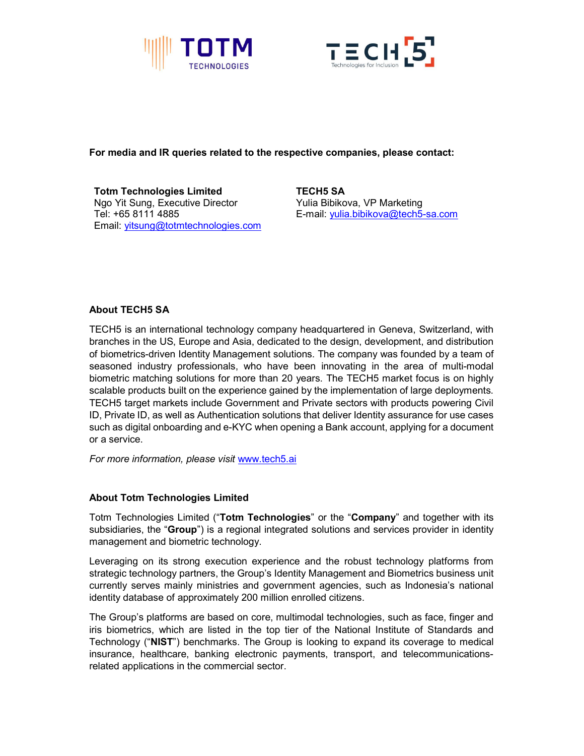**For media and IR queries related to the respective companies, please contact:**

**Totm Technologies Limited**
Ngo Yit Sung, Executive Director
Tel: +65 8111 4885
Email: yitsung@totmtechnologies.com

**TECH5 SA**
Yulia Bibikova, VP Marketing
E-mail: yulia.bibikova@tech5-sa.com

**About TECH5 SA**

TECH5 is an international technology company headquartered in Geneva, Switzerland, with branches in the US, Europe and Asia, dedicated to the design, development, and distribution of biometrics-driven Identity Management solutions. The company was founded by a team of seasoned industry professionals, who have been innovating in the area of multi-modal biometric matching solutions for more than 20 years. The TECH5 market focus is on highly scalable products built on the experience gained by the implementation of large deployments. TECH5 target markets include Government and Private sectors with products powering Civil ID, Private ID, as well as Authentication solutions that deliver Identity assurance for use cases such as digital onboarding and e-KYC when opening a Bank account, applying for a document or a service.

*For more information, please visit* www.tech5.ai

**About Totm Technologies Limited**

Totm Technologies Limited ("**Totm Technologies**" or the "**Company**" and together with its subsidiaries, the "**Group**") is a regional integrated solutions and services provider in identity management and biometric technology.

Leveraging on its strong execution experience and the robust technology platforms from strategic technology partners, the Group's Identity Management and Biometrics business unit currently serves mainly ministries and government agencies, such as Indonesia's national identity database of approximately 200 million enrolled citizens.

The Group's platforms are based on core, multimodal technologies, such as face, finger and iris biometrics, which are listed in the top tier of the National Institute of Standards and Technology ("**NIST**") benchmarks. The Group is looking to expand its coverage to medical insurance, healthcare, banking electronic payments, transport, and telecommunications-related applications in the commercial sector.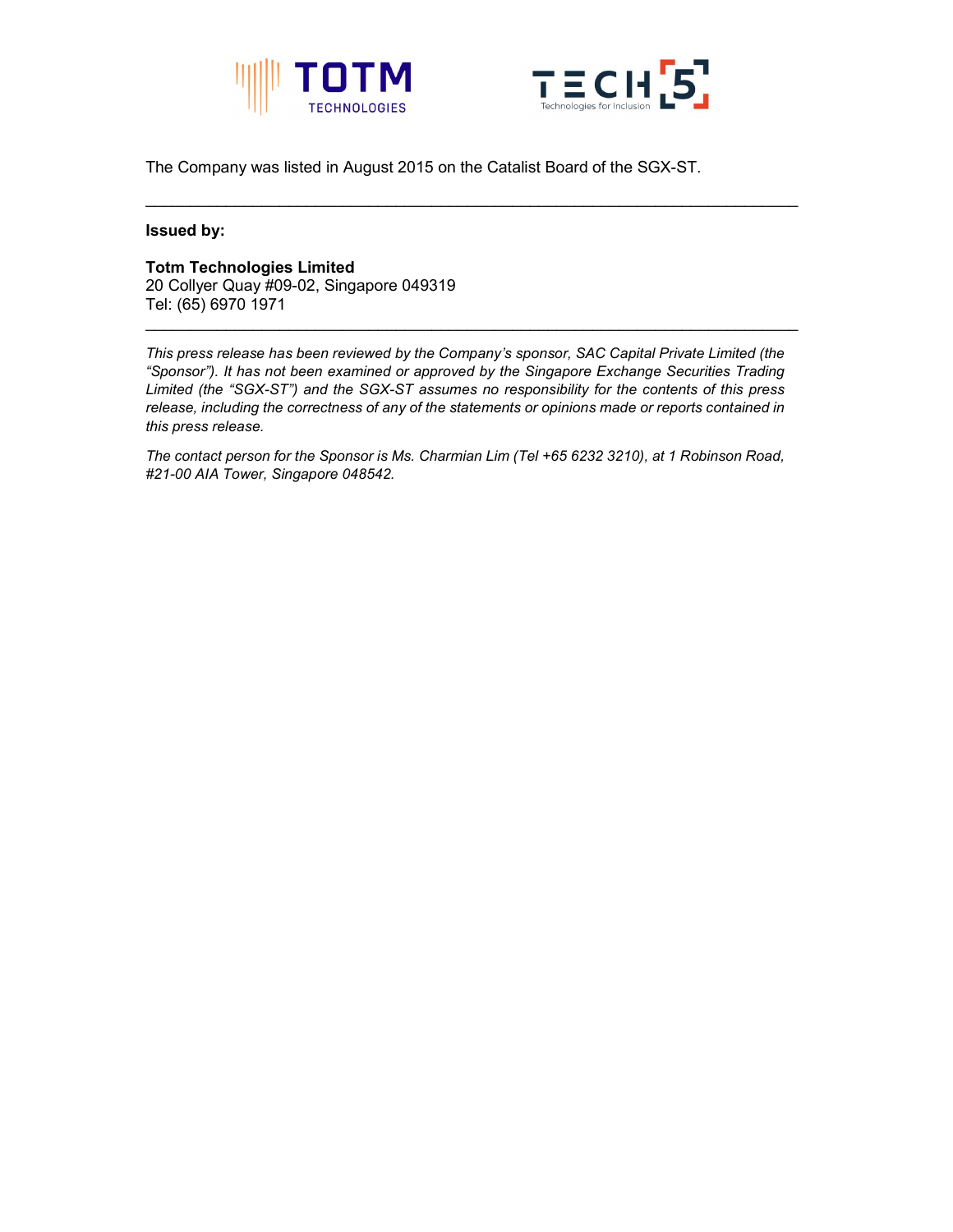The Company was listed in August 2015 on the Catalist Board of the SGX-ST.

---

**Issued by:**

**Totm Technologies Limited**
20 Collyer Quay #09-02, Singapore 049319
Tel: (65) 6970 1971

---

*This press release has been reviewed by the Company's sponsor, SAC Capital Private Limited (the "Sponsor"). It has not been examined or approved by the Singapore Exchange Securities Trading Limited (the "SGX-ST") and the SGX-ST assumes no responsibility for the contents of this press release, including the correctness of any of the statements or opinions made or reports contained in this press release.*

*The contact person for the Sponsor is Ms. Charmian Lim (Tel +65 6232 3210), at 1 Robinson Road, #21-00 AIA Tower, Singapore 048542.*